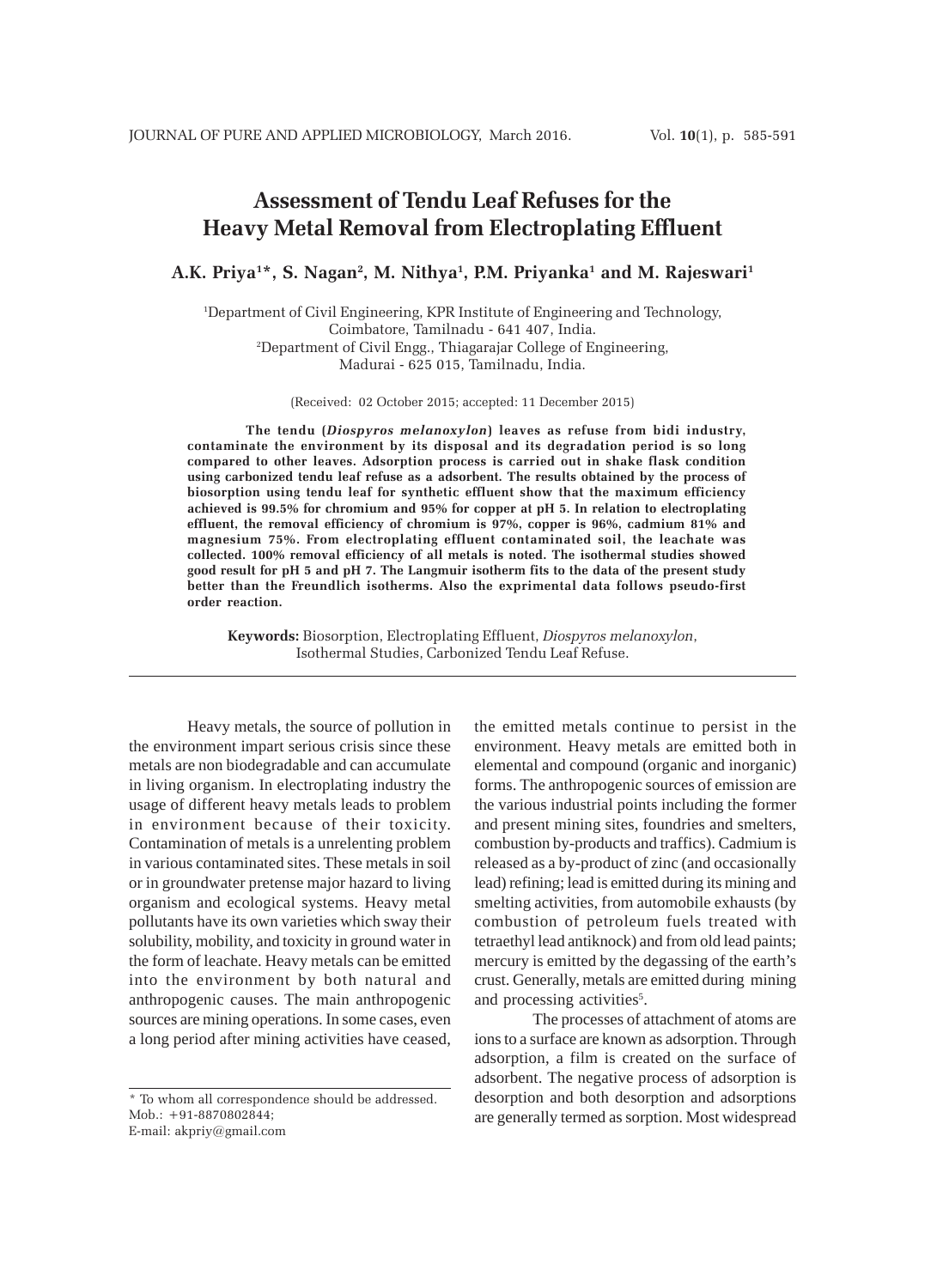# Assessment of Tendu Leaf Refuses for the Heavy Metal Removal from Electroplating Effluent

**A.K. Priya[1]*, S. Nagan[2], M. Nithya[1], P.M. Priyanka[1] and M. Rajeswari[1]**

[1]Department of Civil Engineering, KPR Institute of Engineering and Technology, Coimbatore, Tamilnadu - 641 407, India.
[2]Department of Civil Engg., Thiagarajar College of Engineering, Madurai - 625 015, Tamilnadu, India.

(Received: 02 October 2015; accepted: 11 December 2015)

**The tendu (*Diospyros melanoxylon*) leaves as refuse from bidi industry, contaminate the environment by its disposal and its degradation period is so long compared to other leaves. Adsorption process is carried out in shake flask condition using carbonized tendu leaf refuse as a adsorbent. The results obtained by the process of biosorption using tendu leaf for synthetic effluent show that the maximum efficiency achieved is 99.5% for chromium and 95% for copper at pH 5. In relation to electroplating effluent, the removal efficiency of chromium is 97%, copper is 96%, cadmium 81% and magnesium 75%. From electroplating effluent contaminated soil, the leachate was collected. 100% removal efficiency of all metals is noted. The isothermal studies showed good result for pH 5 and pH 7. The Langmuir isotherm fits to the data of the present study better than the Freundlich isotherms. Also the exprimental data follows pseudo-first order reaction.**

**Keywords:** Biosorption, Electroplating Effluent, *Diospyros melanoxylon*, Isothermal Studies, Carbonized Tendu Leaf Refuse.

---

Heavy metals, the source of pollution in the environment impart serious crisis since these metals are non biodegradable and can accumulate in living organism. In electroplating industry the usage of different heavy metals leads to problem in environment because of their toxicity. Contamination of metals is a unrelenting problem in various contaminated sites. These metals in soil or in groundwater pretense major hazard to living organism and ecological systems. Heavy metal pollutants have its own varieties which sway their solubility, mobility, and toxicity in ground water in the form of leachate. Heavy metals can be emitted into the environment by both natural and anthropogenic causes. The main anthropogenic sources are mining operations. In some cases, even a long period after mining activities have ceased, the emitted metals continue to persist in the environment. Heavy metals are emitted both in elemental and compound (organic and inorganic) forms. The anthropogenic sources of emission are the various industrial points including the former and present mining sites, foundries and smelters, combustion by-products and traffics). Cadmium is released as a by-product of zinc (and occasionally lead) refining; lead is emitted during its mining and smelting activities, from automobile exhausts (by combustion of petroleum fuels treated with tetraethyl lead antiknock) and from old lead paints; mercury is emitted by the degassing of the earth's crust. Generally, metals are emitted during mining and processing activities[5].

The processes of attachment of atoms are ions to a surface are known as adsorption. Through adsorption, a film is created on the surface of adsorbent. The negative process of adsorption is desorption and both desorption and adsorptions are generally termed as sorption. Most widespread

\* To whom all correspondence should be addressed.
Mob.: +91-8870802844;
E-mail: akpriy@gmail.com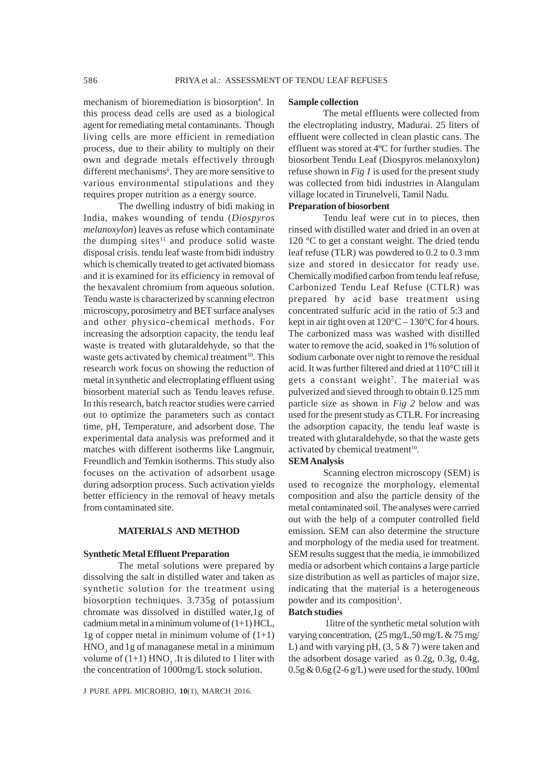mechanism of bioremediation is biosorption[4]. In this process dead cells are used as a biological agent for remediating metal contaminants. Though living cells are more efficient in remediation process, due to their ability to multiply on their own and degrade metals effectively through different mechanisms[6]. They are more sensitive to various environmental stipulations and they requires proper nutrition as a energy source.

The dwelling industry of bidi making in India, makes wounding of tendu (*Diospyros melanoxylon*) leaves as refuse which contaminate the dumping sites[11] and produce solid waste disposal crisis. tendu leaf waste from bidi industry which is chemically treated to get activated biomass and it is examined for its efficiency in removal of the hexavalent chromium from aqueous solution. Tendu waste is characterized by scanning electron microscopy, porosimetry and BET surface analyses and other physico-chemical methods. For increasing the adsorption capacity, the tendu leaf waste is treated with glutaraldehyde, so that the waste gets activated by chemical treatment[10]. This research work focus on showing the reduction of metal in synthetic and electroplating effluent using biosorbent material such as Tendu leaves refuse. In this research, batch reactor studies were carried out to optimize the parameters such as contact time, pH, Temperature, and adsorbent dose. The experimental data analysis was preformed and it matches with different isotherms like Langmuir, Freundlich and Temkin isotherms. This study also focuses on the activation of adsorbent usage during adsorption process. Such activation yields better efficiency in the removal of heavy metals from contaminated site.

## MATERIALS AND METHOD

### Synthetic Metal Effluent Preparation

The metal solutions were prepared by dissolving the salt in distilled water and taken as synthetic solution for the treatment using biosorption techniques. 3.735g of potassium chromate was dissolved in distilled water,1g of cadmium metal in a minimum volume of (1+1) HCL, 1g of copper metal in minimum volume of (1+1) $HNO_3$ and 1g of managanese metal in a minimum volume of (1+1) $HNO_3$ .It is diluted to 1 liter with the concentration of 1000mg/L stock solution.

### Sample collection

The metal effluents were collected from the electroplating industry, Madurai. 25 liters of effluent were collected in clean plastic cans. The effluent was stored at 4ºC for further studies. The biosorbent Tendu Leaf (Diospyros melanoxylon) refuse shown in *Fig 1* is used for the present study was collected from bidi industries in Alangulam village located in Tirunelveli, Tamil Nadu.

### Preparation of biosorbent

Tendu leaf were cut in to pieces, then rinsed with distilled water and dried in an oven at 120 °C to get a constant weight. The dried tendu leaf refuse (TLR) was powdered to 0.2 to 0.3 mm size and stored in desiccator for ready use. Chemically modified carbon from tendu leaf refuse, Carbonized Tendu Leaf Refuse (CTLR) was prepared by acid base treatment using concentrated sulfuric acid in the ratio of 5:3 and kept in air tight oven at 120°C – 130°C for 4 hours. The carbonized mass was washed with distilled water to remove the acid, soaked in 1% solution of sodium carbonate over night to remove the residual acid. It was further filtered and dried at 110°C till it gets a constant weight[7]. The material was pulverized and sieved through to obtain 0.125 mm particle size as shown in *Fig 2* below and was used for the present study as CTLR. For increasing the adsorption capacity, the tendu leaf waste is treated with glutaraldehyde, so that the waste gets activated by chemical treatment[10].

### SEM Analysis

Scanning electron microscopy (SEM) is used to recognize the morphology, elemental composition and also the particle density of the metal contaminated soil. The analyses were carried out with the help of a computer controlled field emission. SEM can also determine the structure and morphology of the media used for treatment. SEM results suggest that the media, ie immobilized media or adsorbent which contains a large particle size distribution as well as particles of major size, indicating that the material is a heterogeneous powder and its composition[1].

### Batch studies

1litre of the synthetic metal solution with varying concentration, (25 mg/L,50 mg/L & 75 mg/L) and with varying pH, (3, 5 & 7) were taken and the adsorbent dosage varied as 0.2g, 0.3g, 0.4g, 0.5g & 0.6g (2-6 g/L) were used for the study. 100ml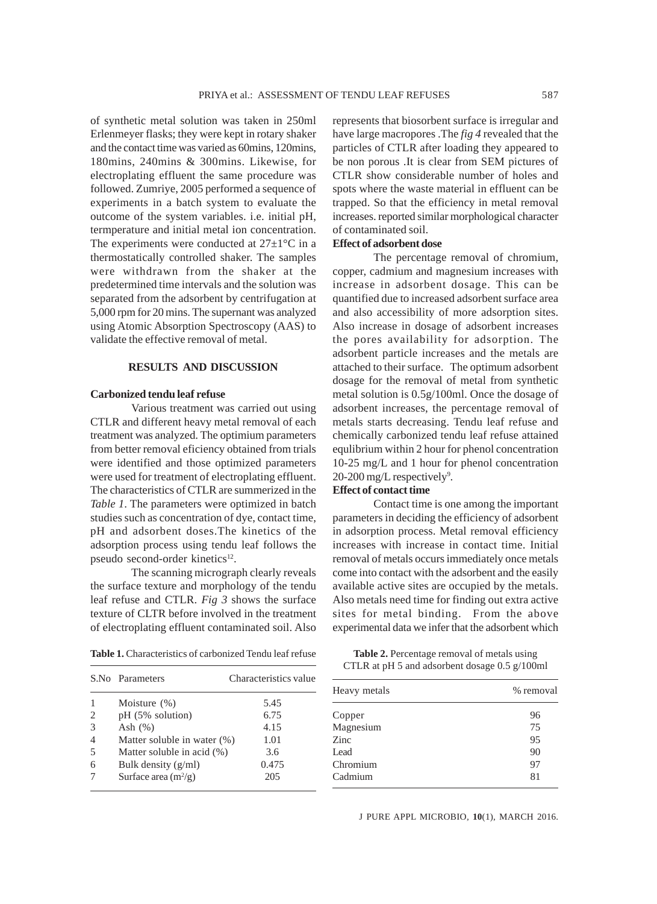of synthetic metal solution was taken in 250ml Erlenmeyer flasks; they were kept in rotary shaker and the contact time was varied as 60mins, 120mins, 180mins, 240mins & 300mins. Likewise, for electroplating effluent the same procedure was followed. Zumriye, 2005 performed a sequence of experiments in a batch system to evaluate the outcome of the system variables. i.e. initial pH, termperature and initial metal ion concentration. The experiments were conducted at 27±1°C in a thermostatically controlled shaker. The samples were withdrawn from the shaker at the predetermined time intervals and the solution was separated from the adsorbent by centrifugation at 5,000 rpm for 20 mins. The supernant was analyzed using Atomic Absorption Spectroscopy (AAS) to validate the effective removal of metal.

## RESULTS AND DISCUSSION

### Carbonized tendu leaf refuse

Various treatment was carried out using CTLR and different heavy metal removal of each treatment was analyzed. The optimium parameters from better removal eficiency obtained from trials were identified and those optimized parameters were used for treatment of electroplating effluent. The characteristics of CTLR are summerized in the *Table 1*. The parameters were optimized in batch studies such as concentration of dye, contact time, pH and adsorbent doses.The kinetics of the adsorption process using tendu leaf follows the pseudo second-order kinetics[12].

The scanning micrograph clearly reveals the surface texture and morphology of the tendu leaf refuse and CTLR. *Fig 3* shows the surface texture of CLTR before involved in the treatment of electroplating effluent contaminated soil. Also represents that biosorbent surface is irregular and have large macropores .The *fig 4* revealed that the particles of CTLR after loading they appeared to be non porous .It is clear from SEM pictures of CTLR show considerable number of holes and spots where the waste material in effluent can be trapped. So that the efficiency in metal removal increases. reported similar morphological character of contaminated soil.

### Effect of adsorbent dose

The percentage removal of chromium, copper, cadmium and magnesium increases with increase in adsorbent dosage. This can be quantified due to increased adsorbent surface area and also accessibility of more adsorption sites. Also increase in dosage of adsorbent increases the pores availability for adsorption. The adsorbent particle increases and the metals are attached to their surface. The optimum adsorbent dosage for the removal of metal from synthetic metal solution is 0.5g/100ml. Once the dosage of adsorbent increases, the percentage removal of metals starts decreasing. Tendu leaf refuse and chemically carbonized tendu leaf refuse attained equlibrium within 2 hour for phenol concentration 10-25 mg/L and 1 hour for phenol concentration 20-200 mg/L respectively[9].

### Effect of contact time

Contact time is one among the important parameters in deciding the efficiency of adsorbent in adsorption process. Metal removal efficiency increases with increase in contact time. Initial removal of metals occurs immediately once metals come into contact with the adsorbent and the easily available active sites are occupied by the metals. Also metals need time for finding out extra active sites for metal binding. From the above experimental data we infer that the adsorbent which

**Table 1.** Characteristics of carbonized Tendu leaf refuse

| S.No | Parameters | Characteristics value |
|---|---|---|
| 1 | Moisture (%) | 5.45 |
| 2 | pH (5% solution) | 6.75 |
| 3 | Ash (%) | 4.15 |
| 4 | Matter soluble in water (%) | 1.01 |
| 5 | Matter soluble in acid (%) | 3.6 |
| 6 | Bulk density (g/ml) | 0.475 |
| 7 | Surface area ($m^2$/g) | 205 |

**Table 2.** Percentage removal of metals using CTLR at pH 5 and adsorbent dosage 0.5 g/100ml

| Heavy metals | % removal |
|---|---|
| Copper | 96 |
| Magnesium | 75 |
| Zinc | 95 |
| Lead | 90 |
| Chromium | 97 |
| Cadmium | 81 |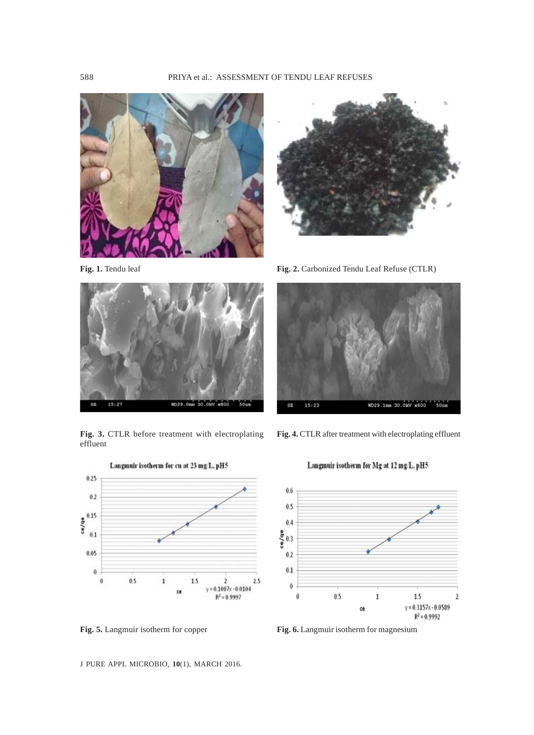Fig. 1. Tendu leaf

Fig. 2. Carbonized Tendu Leaf Refuse (CTLR)

Fig. 3. CTLR before treatment with electroplating effluent

Fig. 4. CTLR after treatment with electroplating effluent

Fig. 5. Langmuir isotherm for copper

Fig. 6. Langmuir isotherm for magnesium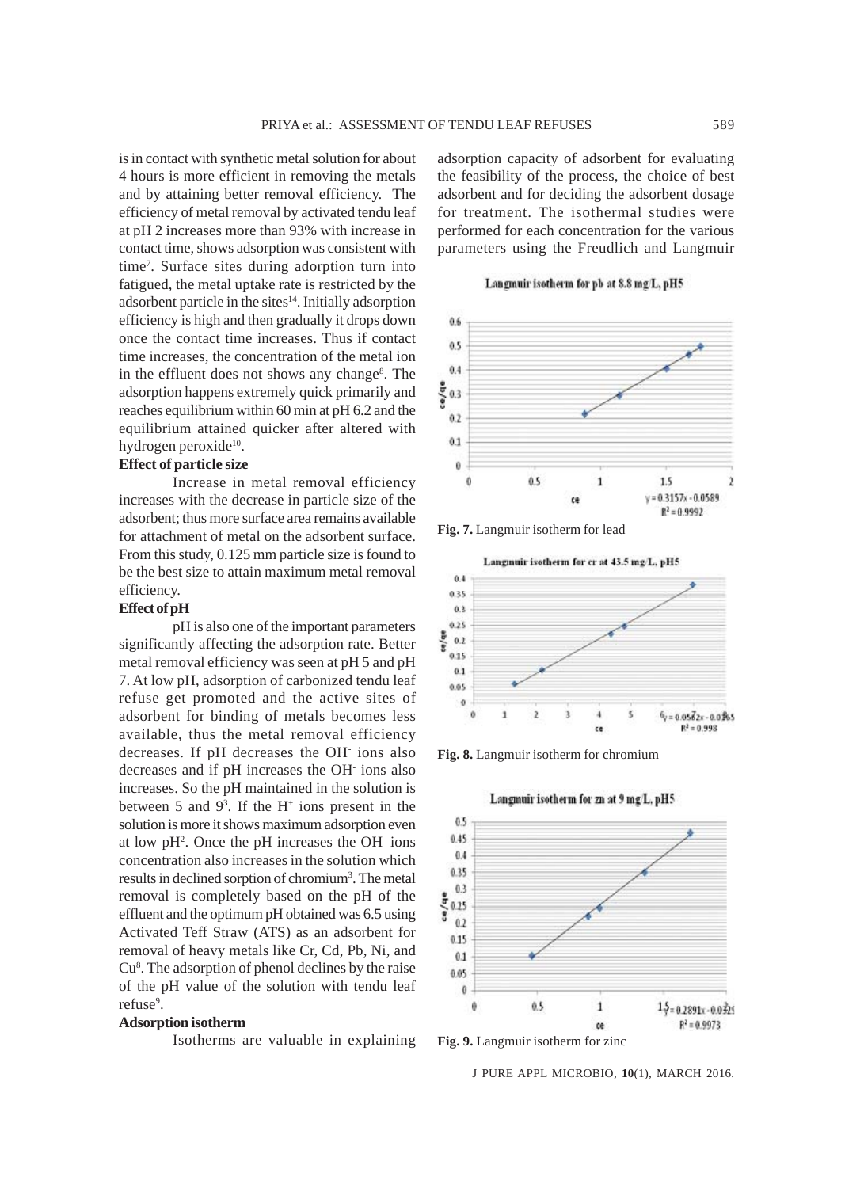is in contact with synthetic metal solution for about 4 hours is more efficient in removing the metals and by attaining better removal efficiency. The efficiency of metal removal by activated tendu leaf at pH 2 increases more than 93% with increase in contact time, shows adsorption was consistent with time[7]. Surface sites during adorption turn into fatigued, the metal uptake rate is restricted by the adsorbent particle in the sites[14]. Initially adsorption efficiency is high and then gradually it drops down once the contact time increases. Thus if contact time increases, the concentration of the metal ion in the effluent does not shows any change[8]. The adsorption happens extremely quick primarily and reaches equilibrium within 60 min at pH 6.2 and the equilibrium attained quicker after altered with hydrogen peroxide[10].

**Effect of particle size**

Increase in metal removal efficiency increases with the decrease in particle size of the adsorbent; thus more surface area remains available for attachment of metal on the adsorbent surface. From this study, 0.125 mm particle size is found to be the best size to attain maximum metal removal efficiency.

**Effect of pH**

pH is also one of the important parameters significantly affecting the adsorption rate. Better metal removal efficiency was seen at pH 5 and pH 7. At low pH, adsorption of carbonized tendu leaf refuse get promoted and the active sites of adsorbent for binding of metals becomes less available, thus the metal removal efficiency decreases. If pH decreases the $OH^-$ ions also decreases and if pH increases the $OH^-$ ions also increases. So the pH maintained in the solution is between 5 and 9[3]. If the $H^+$ ions present in the solution is more it shows maximum adsorption even at low pH[2]. Once the pH increases the $OH^-$ ions concentration also increases in the solution which results in declined sorption of chromium[3]. The metal removal is completely based on the pH of the effluent and the optimum pH obtained was 6.5 using Activated Teff Straw (ATS) as an adsorbent for removal of heavy metals like Cr, Cd, Pb, Ni, and Cu[8]. The adsorption of phenol declines by the raise of the pH value of the solution with tendu leaf refuse[9].

**Adsorption isotherm**

Isotherms are valuable in explaining adsorption capacity of adsorbent for evaluating the feasibility of the process, the choice of best adsorbent and for deciding the adsorbent dosage for treatment. The isothermal studies were performed for each concentration for the various parameters using the Freudlich and Langmuir

**Fig. 7.** Langmuir isotherm for lead

**Fig. 8.** Langmuir isotherm for chromium

**Fig. 9.** Langmuir isotherm for zinc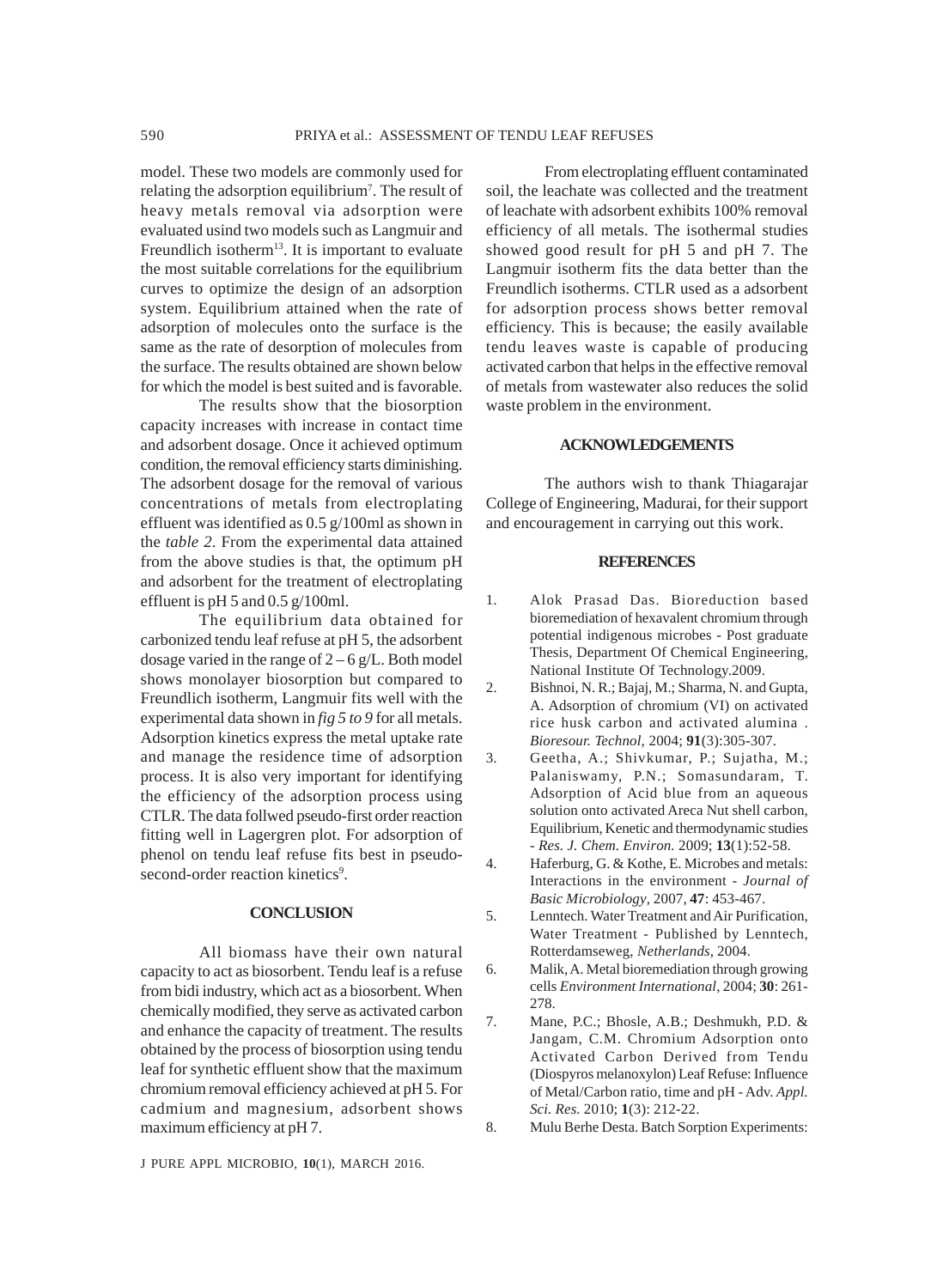model. These two models are commonly used for relating the adsorption equilibrium[7]. The result of heavy metals removal via adsorption were evaluated usind two models such as Langmuir and Freundlich isotherm[13]. It is important to evaluate the most suitable correlations for the equilibrium curves to optimize the design of an adsorption system. Equilibrium attained when the rate of adsorption of molecules onto the surface is the same as the rate of desorption of molecules from the surface. The results obtained are shown below for which the model is best suited and is favorable.

The results show that the biosorption capacity increases with increase in contact time and adsorbent dosage. Once it achieved optimum condition, the removal efficiency starts diminishing. The adsorbent dosage for the removal of various concentrations of metals from electroplating effluent was identified as 0.5 g/100ml as shown in the *table 2*. From the experimental data attained from the above studies is that, the optimum pH and adsorbent for the treatment of electroplating effluent is pH 5 and 0.5 g/100ml.

The equilibrium data obtained for carbonized tendu leaf refuse at pH 5, the adsorbent dosage varied in the range of 2 – 6 g/L. Both model shows monolayer biosorption but compared to Freundlich isotherm, Langmuir fits well with the experimental data shown in *fig 5 to 9* for all metals. Adsorption kinetics express the metal uptake rate and manage the residence time of adsorption process. It is also very important for identifying the efficiency of the adsorption process using CTLR. The data follwed pseudo-first order reaction fitting well in Lagergren plot. For adsorption of phenol on tendu leaf refuse fits best in pseudo-second-order reaction kinetics[9].

## CONCLUSION

All biomass have their own natural capacity to act as biosorbent. Tendu leaf is a refuse from bidi industry, which act as a biosorbent. When chemically modified, they serve as activated carbon and enhance the capacity of treatment. The results obtained by the process of biosorption using tendu leaf for synthetic effluent show that the maximum chromium removal efficiency achieved at pH 5. For cadmium and magnesium, adsorbent shows maximum efficiency at pH 7.

From electroplating effluent contaminated soil, the leachate was collected and the treatment of leachate with adsorbent exhibits 100% removal efficiency of all metals. The isothermal studies showed good result for pH 5 and pH 7. The Langmuir isotherm fits the data better than the Freundlich isotherms. CTLR used as a adsorbent for adsorption process shows better removal efficiency. This is because; the easily available tendu leaves waste is capable of producing activated carbon that helps in the effective removal of metals from wastewater also reduces the solid waste problem in the environment.

## ACKNOWLEDGEMENTS

The authors wish to thank Thiagarajar College of Engineering, Madurai, for their support and encouragement in carrying out this work.

## REFERENCES

1. Alok Prasad Das. Bioreduction based bioremediation of hexavalent chromium through potential indigenous microbes - Post graduate Thesis, Department Of Chemical Engineering, National Institute Of Technology.2009.
2. Bishnoi, N. R.; Bajaj, M.; Sharma, N. and Gupta, A. Adsorption of chromium (VI) on activated rice husk carbon and activated alumina . *Bioresour. Technol*, 2004; **91**(3):305-307.
3. Geetha, A.; Shivkumar, P.; Sujatha, M.; Palaniswamy, P.N.; Somasundaram, T. Adsorption of Acid blue from an aqueous solution onto activated Areca Nut shell carbon, Equilibrium, Kenetic and thermodynamic studies - *Res. J. Chem. Environ.* 2009; **13**(1):52-58.
4. Haferburg, G. & Kothe, E. Microbes and metals: Interactions in the environment - *Journal of Basic Microbiology*, 2007, **47**: 453-467.
5. Lenntech. Water Treatment and Air Purification, Water Treatment - Published by Lenntech, Rotterdamseweg, *Netherlands*, 2004.
6. Malik, A. Metal bioremediation through growing cells *Environment International*, 2004; **30**: 261-278.
7. Mane, P.C.; Bhosle, A.B.; Deshmukh, P.D. & Jangam, C.M. Chromium Adsorption onto Activated Carbon Derived from Tendu (Diospyros melanoxylon) Leaf Refuse: Influence of Metal/Carbon ratio, time and pH - Adv. *Appl. Sci. Res.* 2010; **1**(3): 212-22.
8. Mulu Berhe Desta. Batch Sorption Experiments: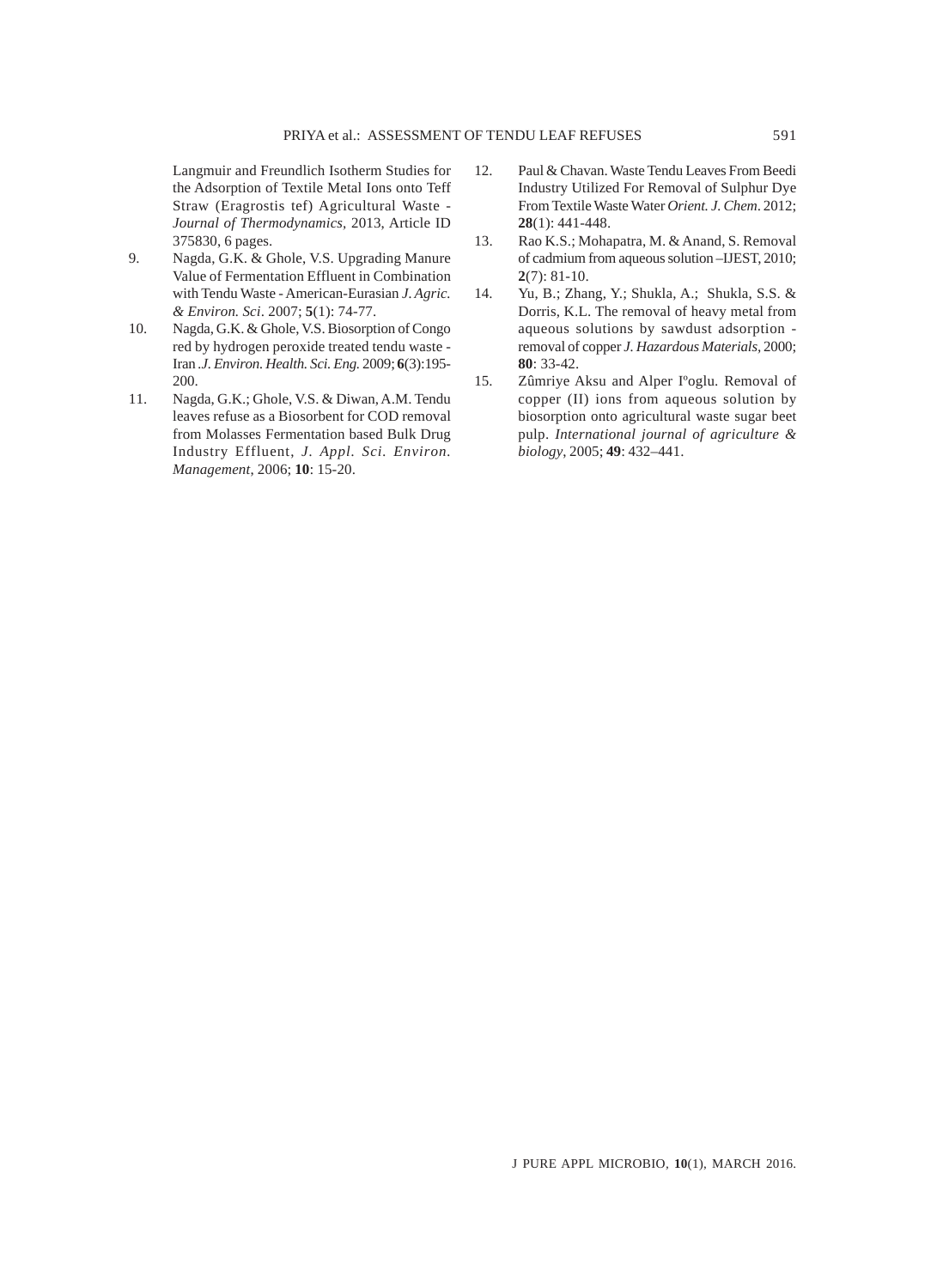Langmuir and Freundlich Isotherm Studies for the Adsorption of Textile Metal Ions onto Teff Straw (Eragrostis tef) Agricultural Waste - *Journal of Thermodynamics*, 2013, Article ID 375830, 6 pages.

9. Nagda, G.K. & Ghole, V.S. Upgrading Manure Value of Fermentation Effluent in Combination with Tendu Waste - American-Eurasian *J. Agric. & Environ. Sci*. 2007; **5**(1): 74-77.
10. Nagda, G.K. & Ghole, V.S. Biosorption of Congo red by hydrogen peroxide treated tendu waste - Iran *.J. Environ. Health. Sci. Eng.* 2009; **6**(3):195-200.
11. Nagda, G.K.; Ghole, V.S. & Diwan, A.M. Tendu leaves refuse as a Biosorbent for COD removal from Molasses Fermentation based Bulk Drug Industry Effluent, *J. Appl. Sci. Environ. Management*, 2006; **10**: 15-20.
12. Paul & Chavan. Waste Tendu Leaves From Beedi Industry Utilized For Removal of Sulphur Dye From Textile Waste Water *Orient. J. Chem*. 2012; **28**(1): 441-448.
13. Rao K.S.; Mohapatra, M. & Anand, S. Removal of cadmium from aqueous solution –IJEST, 2010; **2**(7): 81-10.
14. Yu, B.; Zhang, Y.; Shukla, A.; Shukla, S.S. & Dorris, K.L. The removal of heavy metal from aqueous solutions by sawdust adsorption - removal of copper *J. Hazardous Materials*, 2000; **80**: 33-42.
15. Zûmriye Aksu and Alper Iºoglu. Removal of copper (II) ions from aqueous solution by biosorption onto agricultural waste sugar beet pulp. *International journal of agriculture & biology*, 2005; **49**: 432–441.